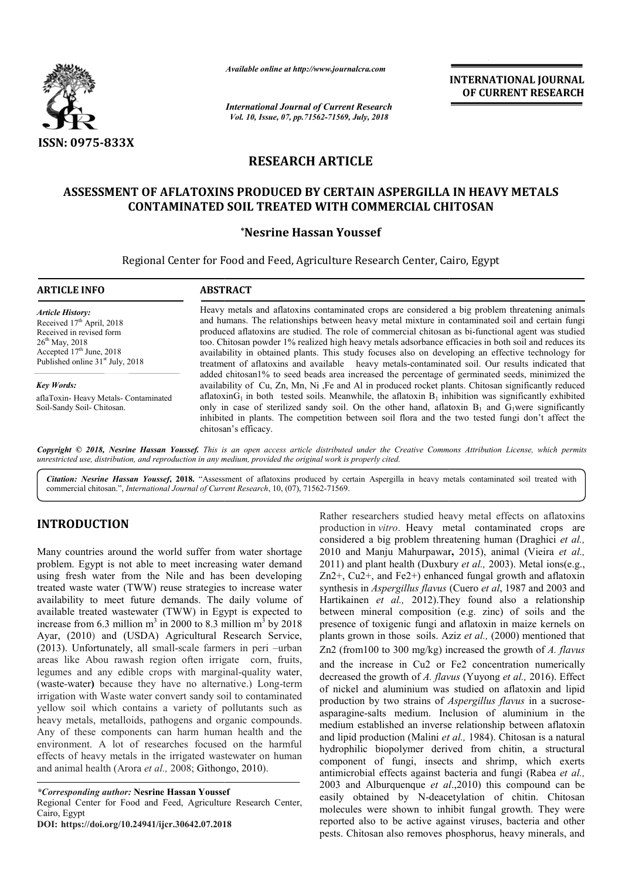ISSN: 0975-833X

*Available online at http://www.journalcra.com*

*International Journal of Current Research*
*Vol. 10, Issue, 07, pp.71562-71569, July, 2018*

**INTERNATIONAL JOURNAL OF CURRENT RESEARCH**

## RESEARCH ARTICLE

# ASSESSMENT OF AFLATOXINS PRODUCED BY CERTAIN ASPERGILLA IN HEAVY METALS CONTAMINATED SOIL TREATED WITH COMMERCIAL CHITOSAN

**\*Nesrine Hassan Youssef**

Regional Center for Food and Feed, Agriculture Research Center, Cairo, Egypt

**ARTICLE INFO**

*Article History:*
Received 17th April, 2018
Received in revised form 26th May, 2018
Accepted 17th June, 2018
Published online 31st July, 2018

*Key Words:*
aflaToxin- Heavy Metals- Contaminated Soil-Sandy Soil- Chitosan.

**ABSTRACT**

Heavy metals and aflatoxins contaminated crops are considered a big problem threatening animals and humans. The relationships between heavy metal mixture in contaminated soil and certain fungi produced aflatoxins are studied. The role of commercial chitosan as bi-functional agent was studied too. Chitosan powder 1% realized high heavy metals adsorbance efficacies in both soil and reduces its availability in obtained plants. This study focuses also on developing an effective technology for treatment of aflatoxins and available heavy metals-contaminated soil. Our results indicated that added chitosan1% to seed beads area increased the percentage of germinated seeds, minimized the availability of Cu, Zn, Mn, Ni ,Fe and Al in produced rocket plants. Chitosan significantly reduced aflatoxin$G_1$ in both tested soils. Meanwhile, the aflatoxin $B_1$ inhibition was significantly exhibited only in case of sterilized sandy soil. On the other hand, aflatoxin $B_1$ and $G_1$were significantly inhibited in plants. The competition between soil flora and the two tested fungi don't affect the chitosan's efficacy.

*Copyright © 2018, Nesrine Hassan Youssef. This is an open access article distributed under the Creative Commons Attribution License, which permits unrestricted use, distribution, and reproduction in any medium, provided the original work is properly cited.*

*Citation: Nesrine Hassan Youssef, 2018.* "Assessment of aflatoxins produced by certain Aspergilla in heavy metals contaminated soil treated with commercial chitosan.", *International Journal of Current Research*, 10, (07), 71562-71569.

## INTRODUCTION

Many countries around the world suffer from water shortage problem. Egypt is not able to meet increasing water demand using fresh water from the Nile and has been developing treated waste water (TWW) reuse strategies to increase water availability to meet future demands. The daily volume of available treated wastewater (TWW) in Egypt is expected to increase from 6.3 million $m^3$ in 2000 to 8.3 million $m^3$ by 2018 Ayar, (2010) and (USDA) Agricultural Research Service, (2013). Unfortunately, all small-scale farmers in peri –urban areas like Abou rawash region often irrigate corn, fruits, legumes and any edible crops with marginal-quality water, (waste-water**)** because they have no alternative.) Long-term irrigation with Waste water convert sandy soil to contaminated yellow soil which contains a variety of pollutants such as heavy metals, metalloids, pathogens and organic compounds. Any of these components can harm human health and the environment. A lot of researches focused on the harmful effects of heavy metals in the irrigated wastewater on human and animal health (Arora *et al.,* 2008; Githongo, 2010).

Rather researchers studied heavy metal effects on aflatoxins production in *vitro*. Heavy metal contaminated crops are considered a big problem threatening human (Draghici *et al.,* 2010 and Manju Mahurpawar**,** 2015), animal (Vieira *et al.,* 2011) and plant health (Duxbury *et al.,* 2003). Metal ions(e.g., $Zn2+$, $Cu2+$, and $Fe2+$) enhanced fungal growth and aflatoxin synthesis in *Aspergillus flavus* (Cuero *et al*, 1987 and 2003 and Hartikainen *et al.,* 2012).They found also a relationship between mineral composition (e.g. zinc) of soils and the presence of toxigenic fungi and aflatoxin in maize kernels on plants grown in those soils. Aziz *et al.,* (2000) mentioned that Zn2 (from100 to 300 mg/kg) increased the growth of *A. flavus* and the increase in Cu2 or Fe2 concentration numerically decreased the growth of *A. flavus* (Yuyong *et al.,* 2016). Effect of nickel and aluminium was studied on aflatoxin and lipid production by two strains of *Aspergillus flavus* in a sucrose-asparagine-salts medium. Inclusion of aluminium in the medium established an inverse relationship between aflatoxin and lipid production (Malini *et al.,* 1984). Chitosan is a natural hydrophilic biopolymer derived from chitin, a structural component of fungi, insects and shrimp, which exerts antimicrobial effects against bacteria and fungi (Rabea *et al.,* 2003 and Alburquenque *et al*.,2010) this compound can be easily obtained by N-deacetylation of chitin. Chitosan molecules were shown to inhibit fungal growth. They were reported also to be active against viruses, bacteria and other pests. Chitosan also removes phosphorus, heavy minerals, and

*\*Corresponding author:* **Nesrine Hassan Youssef**
Regional Center for Food and Feed, Agriculture Research Center, Cairo, Egypt
**DOI: https://doi.org/10.24941/ijcr.30642.07.2018**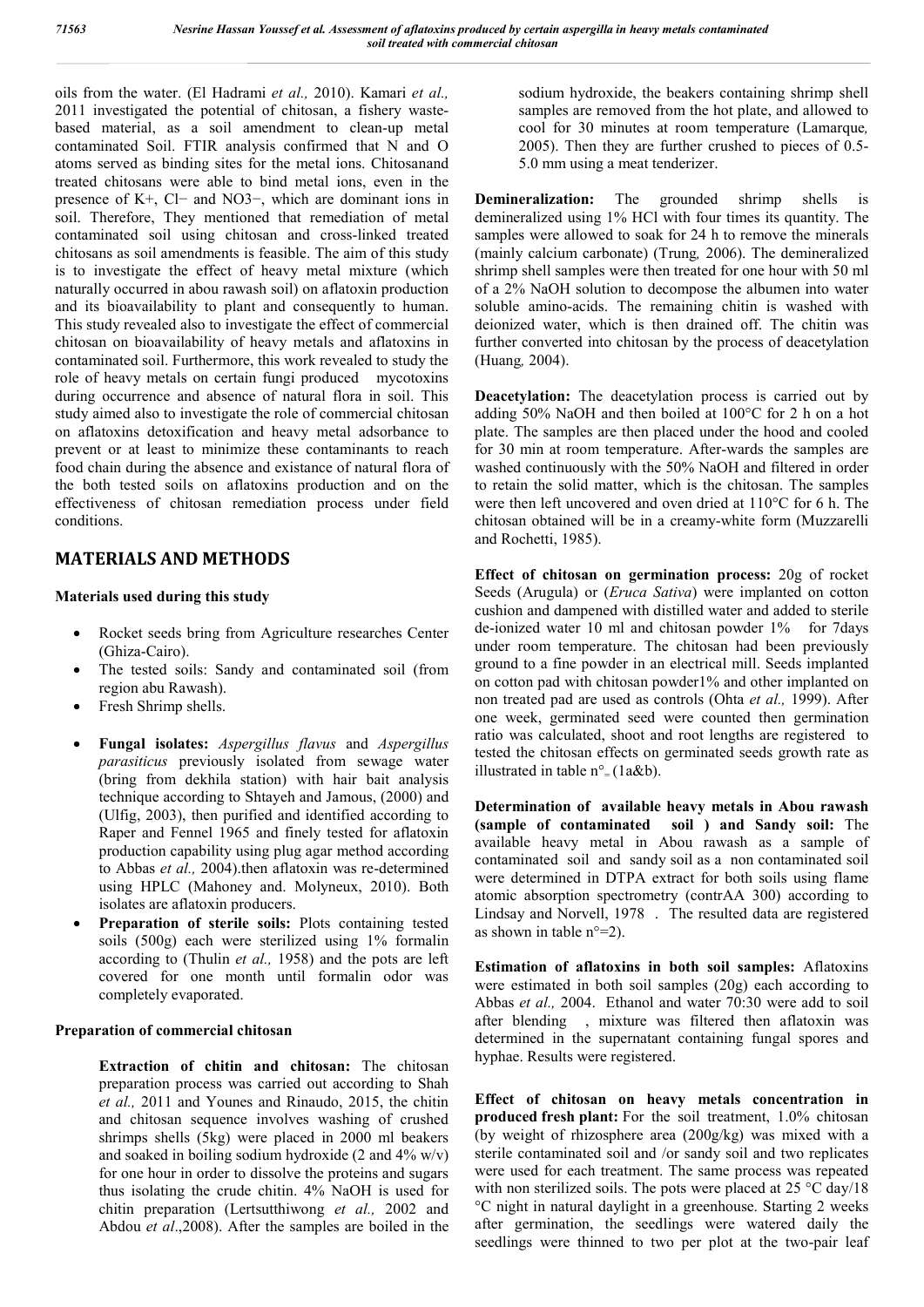oils from the water. (El Hadrami *et al.,* 2010). Kamari *et al.,* 2011 investigated the potential of chitosan, a fishery waste-based material, as a soil amendment to clean-up metal contaminated Soil. FTIR analysis confirmed that N and O atoms served as binding sites for the metal ions. Chitosanand treated chitosans were able to bind metal ions, even in the presence of $K^+$, $Cl^-$ and $NO3^-$, which are dominant ions in soil. Therefore, They mentioned that remediation of metal contaminated soil using chitosan and cross-linked treated chitosans as soil amendments is feasible. The aim of this study is to investigate the effect of heavy metal mixture (which naturally occurred in abou rawash soil) on aflatoxin production and its bioavailability to plant and consequently to human. This study revealed also to investigate the effect of commercial chitosan on bioavailability of heavy metals and aflatoxins in contaminated soil. Furthermore, this work revealed to study the role of heavy metals on certain fungi produced mycotoxins during occurrence and absence of natural flora in soil. This study aimed also to investigate the role of commercial chitosan on aflatoxins detoxification and heavy metal adsorbance to prevent or at least to minimize these contaminants to reach food chain during the absence and existance of natural flora of the both tested soils on aflatoxins production and on the effectiveness of chitosan remediation process under field conditions.

## MATERIALS AND METHODS

**Materials used during this study**

- Rocket seeds bring from Agriculture researches Center (Ghiza-Cairo).
- The tested soils: Sandy and contaminated soil (from region abu Rawash).
- Fresh Shrimp shells.
- **Fungal isolates:** *Aspergillus flavus* and *Aspergillus parasiticus* previously isolated from sewage water (bring from dekhila station) with hair bait analysis technique according to Shtayeh and Jamous, (2000) and (Ulfig, 2003), then purified and identified according to Raper and Fennel 1965 and finely tested for aflatoxin production capability using plug agar method according to Abbas *et al.,* 2004).then aflatoxin was re-determined using HPLC (Mahoney and. Molyneux, 2010). Both isolates are aflatoxin producers.
- **Preparation of sterile soils:** Plots containing tested soils (500g) each were sterilized using 1% formalin according to (Thulin *et al.,* 1958) and the pots are left covered for one month until formalin odor was completely evaporated.

**Preparation of commercial chitosan**

**Extraction of chitin and chitosan:** The chitosan preparation process was carried out according to Shah *et al.,* 2011 and Younes and Rinaudo, 2015, the chitin and chitosan sequence involves washing of crushed shrimps shells (5kg) were placed in 2000 ml beakers and soaked in boiling sodium hydroxide (2 and 4% w/v) for one hour in order to dissolve the proteins and sugars thus isolating the crude chitin. 4% NaOH is used for chitin preparation (Lertsutthiwong *et al.,* 2002 and Abdou *et al*.,2008). After the samples are boiled in the sodium hydroxide, the beakers containing shrimp shell samples are removed from the hot plate, and allowed to cool for 30 minutes at room temperature (Lamarque*,* 2005). Then they are further crushed to pieces of 0.5-5.0 mm using a meat tenderizer.

**Demineralization:** The grounded shrimp shells is demineralized using 1% HCl with four times its quantity. The samples were allowed to soak for 24 h to remove the minerals (mainly calcium carbonate) (Trung*,* 2006). The demineralized shrimp shell samples were then treated for one hour with 50 ml of a 2% NaOH solution to decompose the albumen into water soluble amino-acids. The remaining chitin is washed with deionized water, which is then drained off. The chitin was further converted into chitosan by the process of deacetylation (Huang*,* 2004).

**Deacetylation:** The deacetylation process is carried out by adding 50% NaOH and then boiled at 100°C for 2 h on a hot plate. The samples are then placed under the hood and cooled for 30 min at room temperature. After-wards the samples are washed continuously with the 50% NaOH and filtered in order to retain the solid matter, which is the chitosan. The samples were then left uncovered and oven dried at 110°C for 6 h. The chitosan obtained will be in a creamy-white form (Muzzarelli and Rochetti, 1985).

**Effect of chitosan on germination process:** 20g of rocket Seeds (Arugula) or (*Eruca Sativa*) were implanted on cotton cushion and dampened with distilled water and added to sterile de-ionized water 10 ml and chitosan powder 1% for 7days under room temperature. The chitosan had been previously ground to a fine powder in an electrical mill. Seeds implanted on cotton pad with chitosan powder1% and other implanted on non treated pad are used as controls (Ohta *et al.,* 1999). After one week, germinated seed were counted then germination ratio was calculated, shoot and root lengths are registered to tested the chitosan effects on germinated seeds growth rate as illustrated in table n°= (1a&b).

**Determination of available heavy metals in Abou rawash (sample of contaminated soil ) and Sandy soil:** The available heavy metal in Abou rawash as a sample of contaminated soil and sandy soil as a non contaminated soil were determined in DTPA extract for both soils using flame atomic absorption spectrometry (contrAA 300) according to Lindsay and Norvell, 1978 . The resulted data are registered as shown in table n°=2).

**Estimation of aflatoxins in both soil samples:** Aflatoxins were estimated in both soil samples (20g) each according to Abbas *et al.,* 2004. Ethanol and water 70:30 were add to soil after blending , mixture was filtered then aflatoxin was determined in the supernatant containing fungal spores and hyphae. Results were registered.

**Effect of chitosan on heavy metals concentration in produced fresh plant:** For the soil treatment, 1.0% chitosan (by weight of rhizosphere area (200g/kg) was mixed with a sterile contaminated soil and /or sandy soil and two replicates were used for each treatment. The same process was repeated with non sterilized soils. The pots were placed at 25 °C day/18 °C night in natural daylight in a greenhouse. Starting 2 weeks after germination, the seedlings were watered daily the seedlings were thinned to two per plot at the two-pair leaf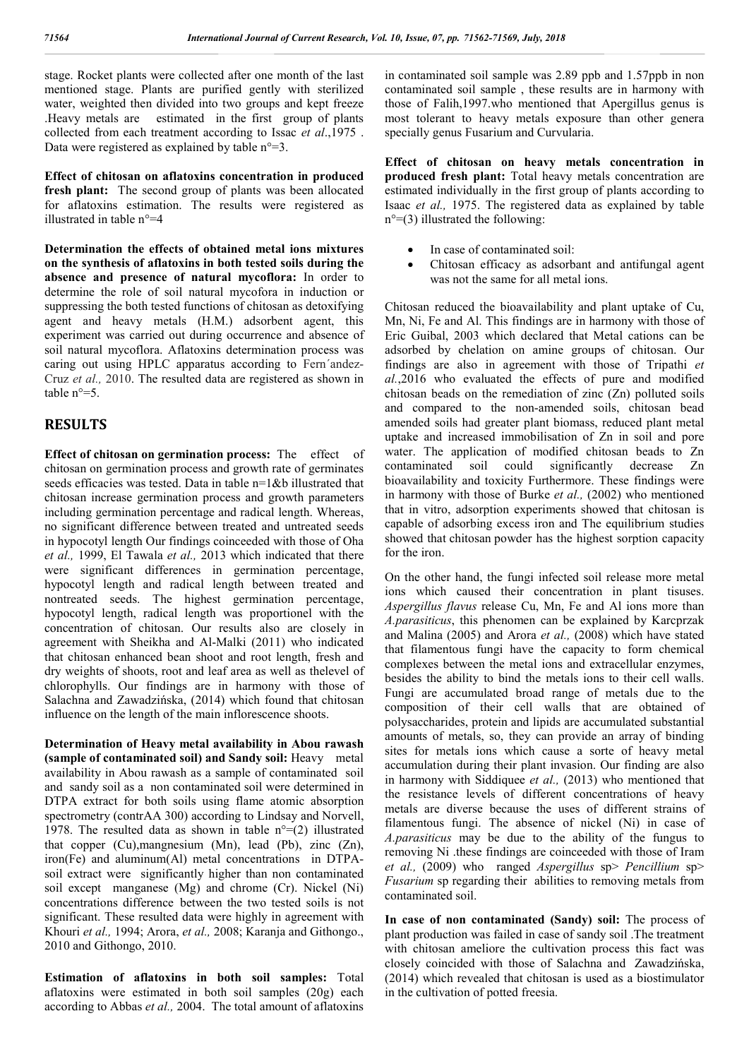stage. Rocket plants were collected after one month of the last mentioned stage. Plants are purified gently with sterilized water, weighted then divided into two groups and kept freeze .Heavy metals are estimated in the first group of plants collected from each treatment according to Issac *et al*.,1975 . Data were registered as explained by table n°=3.

**Effect of chitosan on aflatoxins concentration in produced fresh plant:** The second group of plants was been allocated for aflatoxins estimation. The results were registered as illustrated in table n°=4

**Determination the effects of obtained metal ions mixtures on the synthesis of aflatoxins in both tested soils during the absence and presence of natural mycoflora:** In order to determine the role of soil natural mycofora in induction or suppressing the both tested functions of chitosan as detoxifying agent and heavy metals (H.M.) adsorbent agent, this experiment was carried out during occurrence and absence of soil natural mycoflora. Aflatoxins determination process was caring out using HPLC apparatus according to Fern´andez-Cruz *et al.,* 2010. The resulted data are registered as shown in table n°=5.

## RESULTS

**Effect of chitosan on germination process:** The effect of chitosan on germination process and growth rate of germinates seeds efficacies was tested. Data in table n=1&b illustrated that chitosan increase germination process and growth parameters including germination percentage and radical length. Whereas, no significant difference between treated and untreated seeds in hypocotyl length Our findings coinceeded with those of Oha *et al.,* 1999, El Tawala *et al.,* 2013 which indicated that there were significant differences in germination percentage, hypocotyl length and radical length between treated and nontreated seeds. The highest germination percentage, hypocotyl length, radical length was proportionel with the concentration of chitosan. Our results also are closely in agreement with Sheikha and Al-Malki (2011) who indicated that chitosan enhanced bean shoot and root length, fresh and dry weights of shoots, root and leaf area as well as thelevel of chlorophylls. Our findings are in harmony with those of Salachna and Zawadzińska, (2014) which found that chitosan influence on the length of the main inflorescence shoots.

**Determination of Heavy metal availability in Abou rawash (sample of contaminated soil) and Sandy soil:** Heavy metal availability in Abou rawash as a sample of contaminated soil and sandy soil as a non contaminated soil were determined in DTPA extract for both soils using flame atomic absorption spectrometry (contrAA 300) according to Lindsay and Norvell, 1978. The resulted data as shown in table n°=(2) illustrated that copper (Cu),mangnesium (Mn), lead (Pb), zinc (Zn), iron(Fe) and aluminum(Al) metal concentrations in DTPA-soil extract were significantly higher than non contaminated soil except manganese (Mg) and chrome (Cr). Nickel (Ni) concentrations difference between the two tested soils is not significant. These resulted data were highly in agreement with Khouri *et al.,* 1994; Arora, *et al.,* 2008; Karanja and Githongo., 2010 and Githongo, 2010.

**Estimation of aflatoxins in both soil samples:** Total aflatoxins were estimated in both soil samples (20g) each according to Abbas *et al.,* 2004. The total amount of aflatoxins in contaminated soil sample was 2.89 ppb and 1.57ppb in non contaminated soil sample , these results are in harmony with those of Falih,1997.who mentioned that Apergillus genus is most tolerant to heavy metals exposure than other genera specially genus Fusarium and Curvularia.

**Effect of chitosan on heavy metals concentration in produced fresh plant:** Total heavy metals concentration are estimated individually in the first group of plants according to Isaac *et al.,* 1975. The registered data as explained by table n°=(3) illustrated the following:

- In case of contaminated soil:
- Chitosan efficacy as adsorbant and antifungal agent was not the same for all metal ions.

Chitosan reduced the bioavailability and plant uptake of Cu, Mn, Ni, Fe and Al. This findings are in harmony with those of Eric Guibal, 2003 which declared that Metal cations can be adsorbed by chelation on amine groups of chitosan. Our findings are also in agreement with those of Tripathi *et al.*,2016 who evaluated the effects of pure and modified chitosan beads on the remediation of zinc (Zn) polluted soils and compared to the non-amended soils, chitosan bead amended soils had greater plant biomass, reduced plant metal uptake and increased immobilisation of Zn in soil and pore water. The application of modified chitosan beads to Zn contaminated soil could significantly decrease Zn bioavailability and toxicity Furthermore. These findings were in harmony with those of Burke *et al.,* (2002) who mentioned that in vitro, adsorption experiments showed that chitosan is capable of adsorbing excess iron and The equilibrium studies showed that chitosan powder has the highest sorption capacity for the iron.

On the other hand, the fungi infected soil release more metal ions which caused their concentration in plant tisuses. *Aspergillus flavus* release Cu, Mn, Fe and Al ions more than *A.parasiticus*, this phenomen can be explained by Karcprzak and Malina (2005) and Arora *et al.,* (2008) which have stated that filamentous fungi have the capacity to form chemical complexes between the metal ions and extracellular enzymes, besides the ability to bind the metals ions to their cell walls. Fungi are accumulated broad range of metals due to the composition of their cell walls that are obtained of polysaccharides, protein and lipids are accumulated substantial amounts of metals, so, they can provide an array of binding sites for metals ions which cause a sorte of heavy metal accumulation during their plant invasion. Our finding are also in harmony with Siddiquee *et al.,* (2013) who mentioned that the resistance levels of different concentrations of heavy metals are diverse because the uses of different strains of filamentous fungi. The absence of nickel (Ni) in case of *A.parasiticus* may be due to the ability of the fungus to removing Ni .these findings are coinceeded with those of Iram *et al.,* (2009) who ranged *Aspergillus* sp> *Pencillium* sp> *Fusarium* sp regarding their abilities to removing metals from contaminated soil.

**In case of non contaminated (Sandy) soil:** The process of plant production was failed in case of sandy soil .The treatment with chitosan ameliore the cultivation process this fact was closely coincided with those of Salachna and Zawadzińska, (2014) which revealed that chitosan is used as a biostimulator in the cultivation of potted freesia.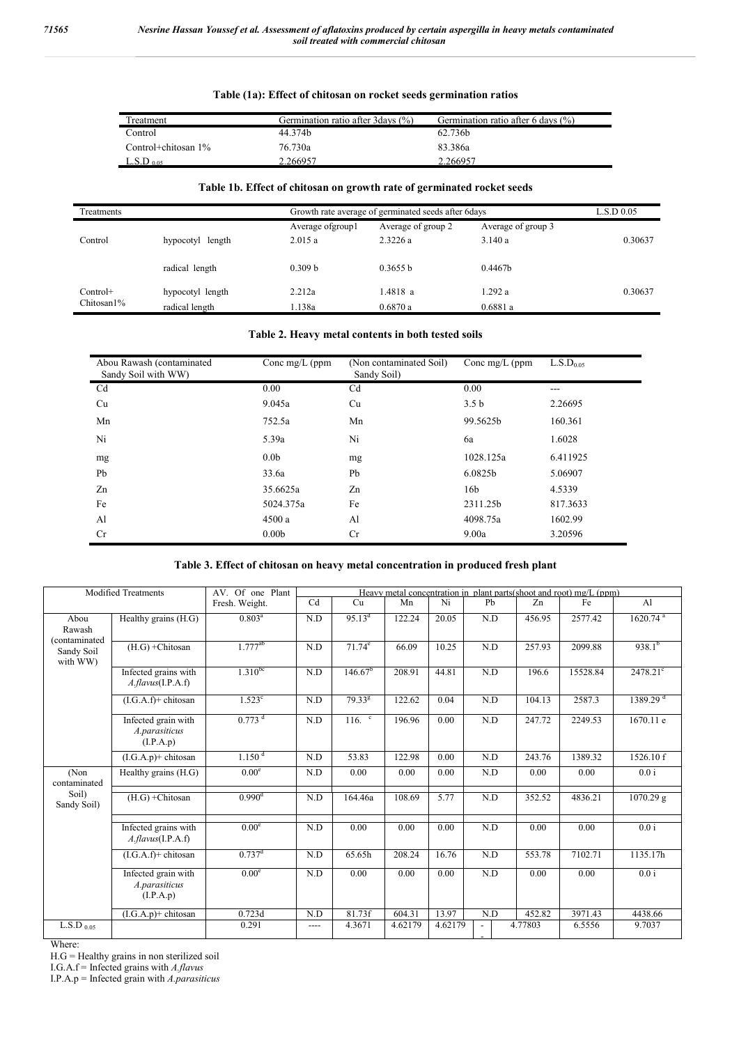**Table (1a): Effect of chitosan on rocket seeds germination ratios**

| Treatment | Germination ratio after 3days (%) | Germination ratio after 6 days (%) |
|---|---|---|
| Control | 44.374b | 62.736b |
| Control+chitosan 1% | 76.730a | 83.386a |
| $L.S.D_{0.05}$ | 2.266957 | 2.266957 |

**Table 1b. Effect of chitosan on growth rate of germinated rocket seeds**

| Treatments | | Growth rate average of germinated seeds after 6days | | | L.S.D 0.05 |
|---|---|---|---|---|---|
| | | Average ofgroup1 | Average of group 2 | Average of group 3 | |
| Control | hypocotyl length | 2.015 a | 2.3226 a | 3.140 a | 0.30637 |
| | radical length | 0.309 b | 0.3655 b | 0.4467b | |
| Control+ Chitosan1% | hypocotyl length | 2.212a | 1.4818 a | 1.292 a | 0.30637 |
| | radical length | 1.138a | 0.6870 a | 0.6881 a | |

**Table 2. Heavy metal contents in both tested soils**

| Abou Rawash (contaminated Sandy Soil with WW) | Conc mg/L (ppm | (Non contaminated Soil) Sandy Soil) | Conc mg/L (ppm | $L.S.D_{0.05}$ |
|---|---|---|---|---|
| Cd | 0.00 | Cd | 0.00 | --- |
| Cu | 9.045a | Cu | 3.5 b | 2.26695 |
| Mn | 752.5a | Mn | 99.5625b | 160.361 |
| Ni | 5.39a | Ni | 6a | 1.6028 |
| mg | 0.0b | mg | 1028.125a | 6.411925 |
| Pb | 33.6a | Pb | 6.0825b | 5.06907 |
| Zn | 35.6625a | Zn | 16b | 4.5339 |
| Fe | 5024.375a | Fe | 2311.25b | 817.3633 |
| Al | 4500 a | Al | 4098.75a | 1602.99 |
| Cr | 0.00b | Cr | 9.00a | 3.20596 |

**Table 3. Effect of chitosan on heavy metal concentration in produced fresh plant**

| Modified Treatments | | AV. Of one Plant Fresh. Weight. | Heavy metal concentration in plant parts(shoot and root) mg/L (ppm) | | | | | | | |
|---|---|---|---|---|---|---|---|---|---|---|
| | | | Cd | Cu | Mn | Ni | Pb | Zn | Fe | Al |
| Abou Rawash (contaminated Sandy Soil with WW) | Healthy grains (H.G) | 0.803[a] | N.D | 95.13[d] | 122.24 | 20.05 | N.D | 456.95 | 2577.42 | 1620.74 [a] |
| | (H.G) +Chitosan | 1.777[ab] | N.D | 71.74[e] | 66.09 | 10.25 | N.D | 257.93 | 2099.88 | 938.1[b] |
| | Infected grains with *A.flavus*(I.P.A.f) | 1.310[bc] | N.D | 146.67[b] | 208.91 | 44.81 | N.D | 196.6 | 15528.84 | 2478.21[c] |
| | (I.G.A.f)+ chitosan | 1.523[c] | N.D | 79.33[g] | 122.62 | 0.04 | N.D | 104.13 | 2587.3 | 1389.29 [d] |
| | Infected grain with *A.parasiticus* (I.P.A.p) | 0.773 [d] | N.D | 116. [c] | 196.96 | 0.00 | N.D | 247.72 | 2249.53 | 1670.11 e |
| | (I.G.A.p)+ chitosan | 1.150 [d] | N.D | 53.83 | 122.98 | 0.00 | N.D | 243.76 | 1389.32 | 1526.10 f |
| (Non contaminated Soil) Sandy Soil) | Healthy grains (H.G) | 0.00[e] | N.D | 0.00 | 0.00 | 0.00 | N.D | 0.00 | 0.00 | 0.0 i |
| | (H.G) +Chitosan | 0.990[d] | N.D | 164.46a | 108.69 | 5.77 | N.D | 352.52 | 4836.21 | 1070.29 g |
| | Infected grains with *A.flavus*(I.P.A.f) | 0.00[e] | N.D | 0.00 | 0.00 | 0.00 | N.D | 0.00 | 0.00 | 0.0 i |
| | (I.G.A.f)+ chitosan | 0.737[d] | N.D | 65.65h | 208.24 | 16.76 | N.D | 553.78 | 7102.71 | 1135.17h |
| | Infected grain with *A.parasiticus* (I.P.A.p) | 0.00[e] | N.D | 0.00 | 0.00 | 0.00 | N.D | 0.00 | 0.00 | 0.0 i |
| | (I.G.A.p)+ chitosan | 0.723d | N.D | 81.73f | 604.31 | 13.97 | N.D | 452.82 | 3971.43 | 4438.66 |
| $L.S.D_{0.05}$ | | 0.291 | ---- | 4.3671 | 4.62179 | 4.62179 | - - | 4.77803 | 6.5556 | 9.7037 |

Where:

H.G = Healthy grains in non sterilized soil

I.G.A.f = Infected grains with *A.flavus*

I.P.A.p = Infected grain with *A.parasiticus*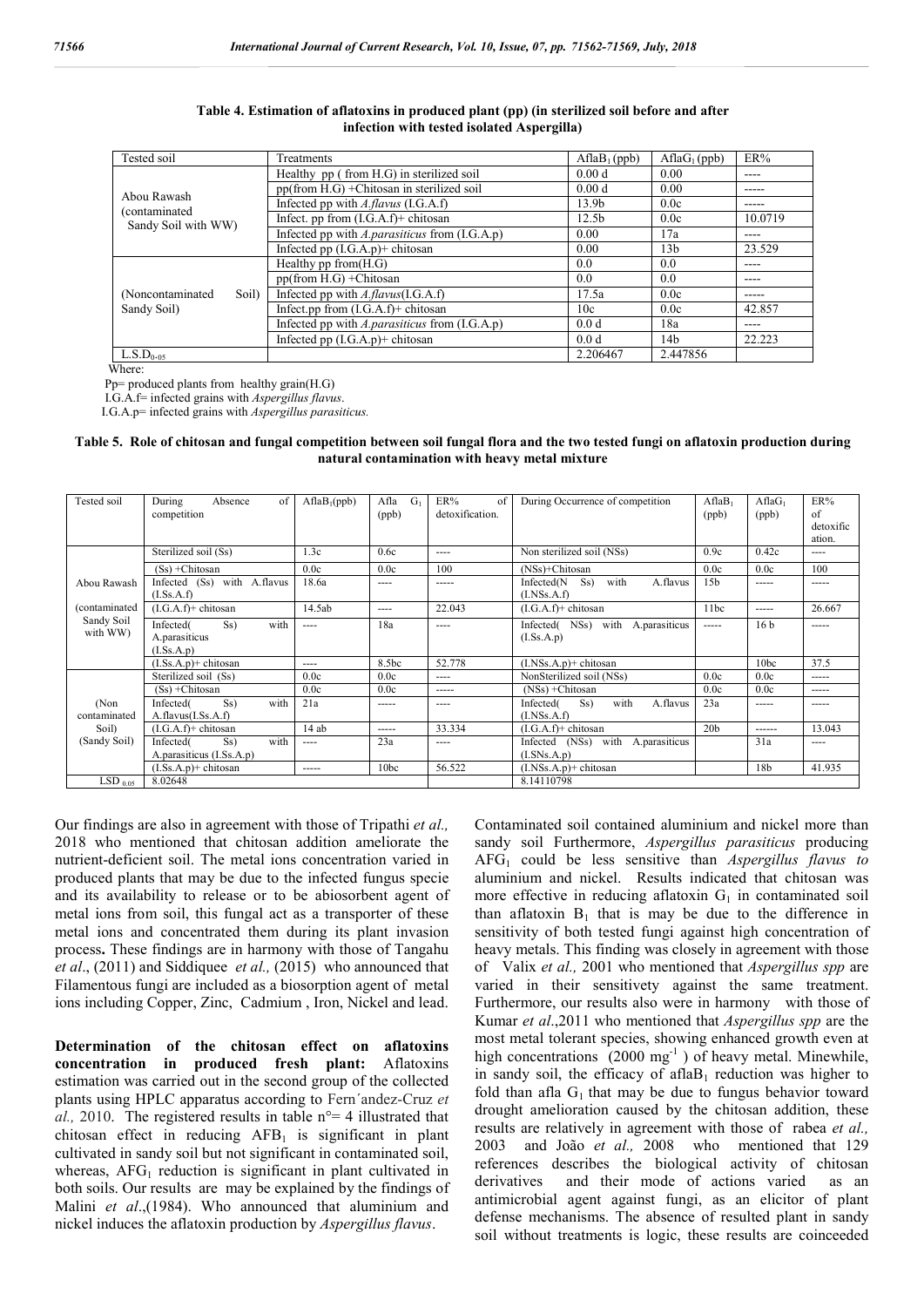**Table 4. Estimation of aflatoxins in produced plant (pp) (in sterilized soil before and after infection with tested isolated Aspergilla)**

| Tested soil | Treatments | $AflaB_1$ (ppb) | $AflaG_1$ (ppb) | ER% |
|---|---|---|---|---|
| Abou Rawash (contaminated Sandy Soil with WW) | Healthy pp ( from H.G) in sterilized soil | 0.00 d | 0.00 | ---- |
| | pp(from H.G) +Chitosan in sterilized soil | 0.00 d | 0.00 | ----- |
| | Infected pp with *A.flavus* (I.G.A.f) | 13.9b | 0.0c | ----- |
| | Infect. pp from (I.G.A.f)+ chitosan | 12.5b | 0.0c | 10.0719 |
| | Infected pp with *A.parasiticus* from (I.G.A.p) | 0.00 | 17a | ---- |
| | Infected pp (I.G.A.p)+ chitosan | 0.00 | 13b | 23.529 |
| (Noncontaminated Soil) Sandy Soil) | Healthy pp from(H.G) | 0.0 | 0.0 | ---- |
| | pp(from H.G) +Chitosan | 0.0 | 0.0 | ---- |
| | Infected pp with *A.flavus*(I.G.A.f) | 17.5a | 0.0c | ----- |
| | Infect.pp from (I.G.A.f)+ chitosan | 10c | 0.0c | 42.857 |
| | Infected pp with *A.parasiticus* from (I.G.A.p) | 0.0 d | 18a | ---- |
| | Infected pp (I.G.A.p)+ chitosan | 0.0 d | 14b | 22.223 |
| $L.S.D_{0.05}$ | | 2.206467 | 2.447856 | |

Where:
Pp= produced plants from healthy grain(H.G)
I.G.A.f= infected grains with *Aspergillus flavus*.
I.G.A.p= infected grains with *Aspergillus parasiticus.*

**Table 5. Role of chitosan and fungal competition between soil fungal flora and the two tested fungi on aflatoxin production during natural contamination with heavy metal mixture**

| Tested soil | During Absence of competition | $AflaB_1$(ppb) | Afla $G_1$ (ppb) | ER% of detoxification. | During Occurrence of competition | $AflaB_1$ (ppb) | $AflaG_1$ (ppb) | ER% of detoxification. |
|---|---|---|---|---|---|---|---|---|
| Abou Rawash (contaminated Sandy Soil with WW) | Sterilized soil (Ss) | 1.3c | 0.6c | ---- | Non sterilized soil (NSs) | 0.9c | 0.42c | ---- |
| | (Ss) +Chitosan | 0.0c | 0.0c | 100 | (NSs)+Chitosan | 0.0c | 0.0c | 100 |
| | Infected (Ss) with A.flavus (I.Ss.A.f) | 18.6a | ---- | ----- | Infected(N Ss) with A.flavus (I.NSs.A.f) | 15b | ----- | ----- |
| | (I.G.A.f)+ chitosan | 14.5ab | ---- | 22.043 | (I.G.A.f)+ chitosan | 11bc | ----- | 26.667 |
| | Infected( Ss) with A.parasiticus (I.Ss.A.p) | ---- | 18a | ---- | Infected( NSs) with A.parasiticus (I.Ss.A.p) | ----- | 16 b | ----- |
| | (I.Ss.A.p)+ chitosan | ---- | 8.5bc | 52.778 | (I.NSs.A.p)+ chitosan | | 10bc | 37.5 |
| (Non contaminated Soil) (Sandy Soil) | Sterilized soil (Ss) | 0.0c | 0.0c | ---- | NonSterilized soil (NSs) | 0.0c | 0.0c | ----- |
| | (Ss) +Chitosan | 0.0c | 0.0c | ----- | (NSs) +Chitosan | 0.0c | 0.0c | ----- |
| | Infected( Ss) with A.flavus(I.Ss.A.f) | 21a | ----- | ---- | Infected( Ss) with A.flavus (I.NSs.A.f) | 23a | ----- | ----- |
| | (I.G.A.f)+ chitosan | 14 ab | ----- | 33.334 | (I.G.A.f)+ chitosan | 20b | ------ | 13.043 |
| | Infected( Ss) with A.parasiticus (I.Ss.A.p) | ---- | 23a | ---- | Infected (NSs) with A.parasiticus (I.SNs.A.p) | | 31a | ---- |
| | (I.Ss.A.p)+ chitosan | ----- | 10bc | 56.522 | (I.NSs.A.p)+ chitosan | | 18b | 41.935 |
| $LSD_{0.05}$ | 8.02648 | | | | 8.14110798 | | | |

Our findings are also in agreement with those of Tripathi *et al.,* 2018 who mentioned that chitosan addition ameliorate the nutrient-deficient soil. The metal ions concentration varied in produced plants that may be due to the infected fungus specie and its availability to release or to be abiosorbent agent of metal ions from soil, this fungal act as a transporter of these metal ions and concentrated them during its plant invasion process**.** These findings are in harmony with those of Tangahu *et al*., (2011) and Siddiquee *et al.,* (2015) who announced that Filamentous fungi are included as a biosorption agent of metal ions including Copper, Zinc, Cadmium , Iron, Nickel and lead.

**Determination of the chitosan effect on aflatoxins concentration in produced fresh plant:** Aflatoxins estimation was carried out in the second group of the collected plants using HPLC apparatus according to Fern´andez-Cruz *et al.,* 2010. The registered results in table n°= 4 illustrated that chitosan effect in reducing $AFB_1$ is significant in plant cultivated in sandy soil but not significant in contaminated soil, whereas, $AFG_1$ reduction is significant in plant cultivated in both soils. Our results are may be explained by the findings of Malini *et al*.,(1984). Who announced that aluminium and nickel induces the aflatoxin production by *Aspergillus flavus*.

Contaminated soil contained aluminium and nickel more than sandy soil Furthermore, *Aspergillus parasiticus* producing $AFG_1$ could be less sensitive than *Aspergillus flavus to* aluminium and nickel. Results indicated that chitosan was more effective in reducing aflatoxin $G_1$ in contaminated soil than aflatoxin $B_1$ that is may be due to the difference in sensitivity of both tested fungi against high concentration of heavy metals. This finding was closely in agreement with those of Valix *et al.,* 2001 who mentioned that *Aspergillus spp* are varied in their sensitivety against the same treatment. Furthermore, our results also were in harmony with those of Kumar *et al*.,2011 who mentioned that *Aspergillus spp* are the most metal tolerant species, showing enhanced growth even at high concentrations (2000 $mg^{-1}$ ) of heavy metal. Minewhile, in sandy soil, the efficacy of $aflaB_1$ reduction was higher to fold than afla $G_1$ that may be due to fungus behavior toward drought amelioration caused by the chitosan addition, these results are relatively in agreement with those of rabea *et al.,* 2003 and João *et al.,* 2008 who mentioned that 129 references describes the biological activity of chitosan derivatives and their mode of actions varied as an antimicrobial agent against fungi, as an elicitor of plant defense mechanisms. The absence of resulted plant in sandy soil without treatments is logic, these results are coinceeded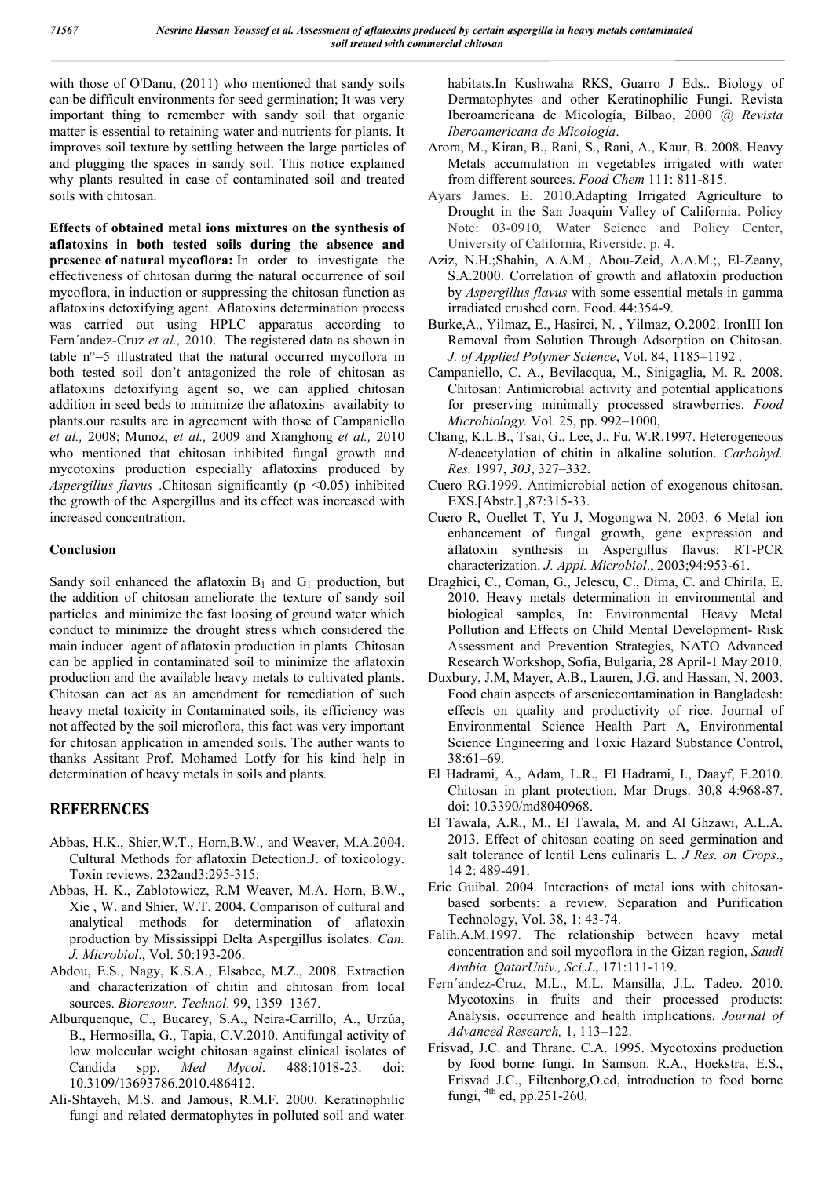with those of O'Danu, (2011) who mentioned that sandy soils can be difficult environments for seed germination; It was very important thing to remember with sandy soil that organic matter is essential to retaining water and nutrients for plants. It improves soil texture by settling between the large particles of and plugging the spaces in sandy soil. This notice explained why plants resulted in case of contaminated soil and treated soils with chitosan.

**Effects of obtained metal ions mixtures on the synthesis of aflatoxins in both tested soils during the absence and presence of natural mycoflora:** In order to investigate the effectiveness of chitosan during the natural occurrence of soil mycoflora, in induction or suppressing the chitosan function as aflatoxins detoxifying agent. Aflatoxins determination process was carried out using HPLC apparatus according to Fern´andez-Cruz *et al.,* 2010. The registered data as shown in table n°=5 illustrated that the natural occurred mycoflora in both tested soil don't antagonized the role of chitosan as aflatoxins detoxifying agent so, we can applied chitosan addition in seed beds to minimize the aflatoxins availabity to plants.our results are in agreement with those of Campaniello *et al.,* 2008; Munoz, *et al.,* 2009 and Xianghong *et al.,* 2010 who mentioned that chitosan inhibited fungal growth and mycotoxins production especially aflatoxins produced by *Aspergillus flavus* .Chitosan significantly ($p < 0.05$) inhibited the growth of the Aspergillus and its effect was increased with increased concentration.

### Conclusion

Sandy soil enhanced the aflatoxin $B_1$ and $G_1$ production, but the addition of chitosan ameliorate the texture of sandy soil particles and minimize the fast loosing of ground water which conduct to minimize the drought stress which considered the main inducer agent of aflatoxin production in plants. Chitosan can be applied in contaminated soil to minimize the aflatoxin production and the available heavy metals to cultivated plants. Chitosan can act as an amendment for remediation of such heavy metal toxicity in Contaminated soils, its efficiency was not affected by the soil microflora, this fact was very important for chitosan application in amended soils. The auther wants to thanks Assitant Prof. Mohamed Lotfy for his kind help in determination of heavy metals in soils and plants.

## REFERENCES

Abbas, H.K., Shier,W.T., Horn,B.W., and Weaver, M.A.2004. Cultural Methods for aflatoxin Detection.J. of toxicology. Toxin reviews. 232and3:295-315.

Abbas, H. K., Zablotowicz, R.M Weaver, M.A. Horn, B.W., Xie , W. and Shier, W.T. 2004. Comparison of cultural and analytical methods for determination of aflatoxin production by Mississippi Delta Aspergillus isolates. *Can. J. Microbiol*., Vol. 50:193-206.

Abdou, E.S., Nagy, K.S.A., Elsabee, M.Z., 2008. Extraction and characterization of chitin and chitosan from local sources. *Bioresour. Technol*. 99, 1359–1367.

Alburquenque, C., Bucarey, S.A., Neira-Carrillo, A., Urzúa, B., Hermosilla, G., Tapia, C.V.2010. Antifungal activity of low molecular weight chitosan against clinical isolates of Candida spp. *Med Mycol*. 488:1018-23. doi: 10.3109/13693786.2010.486412.

Ali-Shtayeh, M.S. and Jamous, R.M.F. 2000. Keratinophilic fungi and related dermatophytes in polluted soil and water habitats.In Kushwaha RKS, Guarro J Eds.. Biology of Dermatophytes and other Keratinophilic Fungi. Revista Iberoamericana de Micología, Bilbao, 2000 @ *Revista Iberoamericana de Micología*.

Arora, M., Kiran, B., Rani, S., Rani, A., Kaur, B. 2008. Heavy Metals accumulation in vegetables irrigated with water from different sources. *Food Chem* 111: 811-815.

Ayars James. E. 2010.Adapting Irrigated Agriculture to Drought in the San Joaquin Valley of California. Policy Note: 03-0910, Water Science and Policy Center, University of California, Riverside, p. 4.

Aziz, N.H.;Shahin, A.A.M., Abou-Zeid, A.A.M.;, El-Zeany, S.A.2000. Correlation of growth and aflatoxin production by *Aspergillus flavus* with some essential metals in gamma irradiated crushed corn. Food. 44:354-9.

Burke,A., Yilmaz, E., Hasirci, N. , Yilmaz, O.2002. IronIII Ion Removal from Solution Through Adsorption on Chitosan. *J. of Applied Polymer Science*, Vol. 84, 1185–1192 .

Campaniello, C. A., Bevilacqua, M., Sinigaglia, M. R. 2008. Chitosan: Antimicrobial activity and potential applications for preserving minimally processed strawberries. *Food Microbiology.* Vol. 25, pp. 992–1000,

Chang, K.L.B., Tsai, G., Lee, J., Fu, W.R.1997. Heterogeneous *N*-deacetylation of chitin in alkaline solution. *Carbohyd. Res.* 1997, *303*, 327–332.

Cuero RG.1999. Antimicrobial action of exogenous chitosan. EXS.[Abstr.] ,87:315-33.

Cuero R, Ouellet T, Yu J, Mogongwa N. 2003. 6 Metal ion enhancement of fungal growth, gene expression and aflatoxin synthesis in Aspergillus flavus: RT-PCR characterization. *J. Appl. Microbiol*., 2003;94:953-61.

Draghici, C., Coman, G., Jelescu, C., Dima, C. and Chirila, E. 2010. Heavy metals determination in environmental and biological samples, In: Environmental Heavy Metal Pollution and Effects on Child Mental Development- Risk Assessment and Prevention Strategies, NATO Advanced Research Workshop, Sofia, Bulgaria, 28 April-1 May 2010.

Duxbury, J.M, Mayer, A.B., Lauren, J.G. and Hassan, N. 2003. Food chain aspects of arseniccontamination in Bangladesh: effects on quality and productivity of rice. Journal of Environmental Science Health Part A, Environmental Science Engineering and Toxic Hazard Substance Control, 38:61–69.

El Hadrami, A., Adam, L.R., El Hadrami, I., Daayf, F.2010. Chitosan in plant protection. Mar Drugs. 30,8 4:968-87. doi: 10.3390/md8040968.

El Tawala, A.R., M., El Tawala, M. and Al Ghzawi, A.L.A. 2013. Effect of chitosan coating on seed germination and salt tolerance of lentil Lens culinaris L. *J Res. on Crops*., 14 2: 489-491.

Eric Guibal. 2004. Interactions of metal ions with chitosan-based sorbents: a review. Separation and Purification Technology, Vol. 38, 1: 43-74.

Falih.A.M.1997. The relationship between heavy metal concentration and soil mycoflora in the Gizan region, *Saudi Arabia. QatarUniv., Sci,J*., 171:111-119.

Fern´andez-Cruz, M.L., M.L. Mansilla, J.L. Tadeo. 2010. Mycotoxins in fruits and their processed products: Analysis, occurrence and health implications. *Journal of Advanced Research,* 1, 113–122.

Frisvad, J.C. and Thrane. C.A. 1995. Mycotoxins production by food borne fungi. In Samson. R.A., Hoekstra, E.S., Frisvad J.C., Filtenborg,O.ed, introduction to food borne fungi, $^{4th}$ ed, pp.251-260.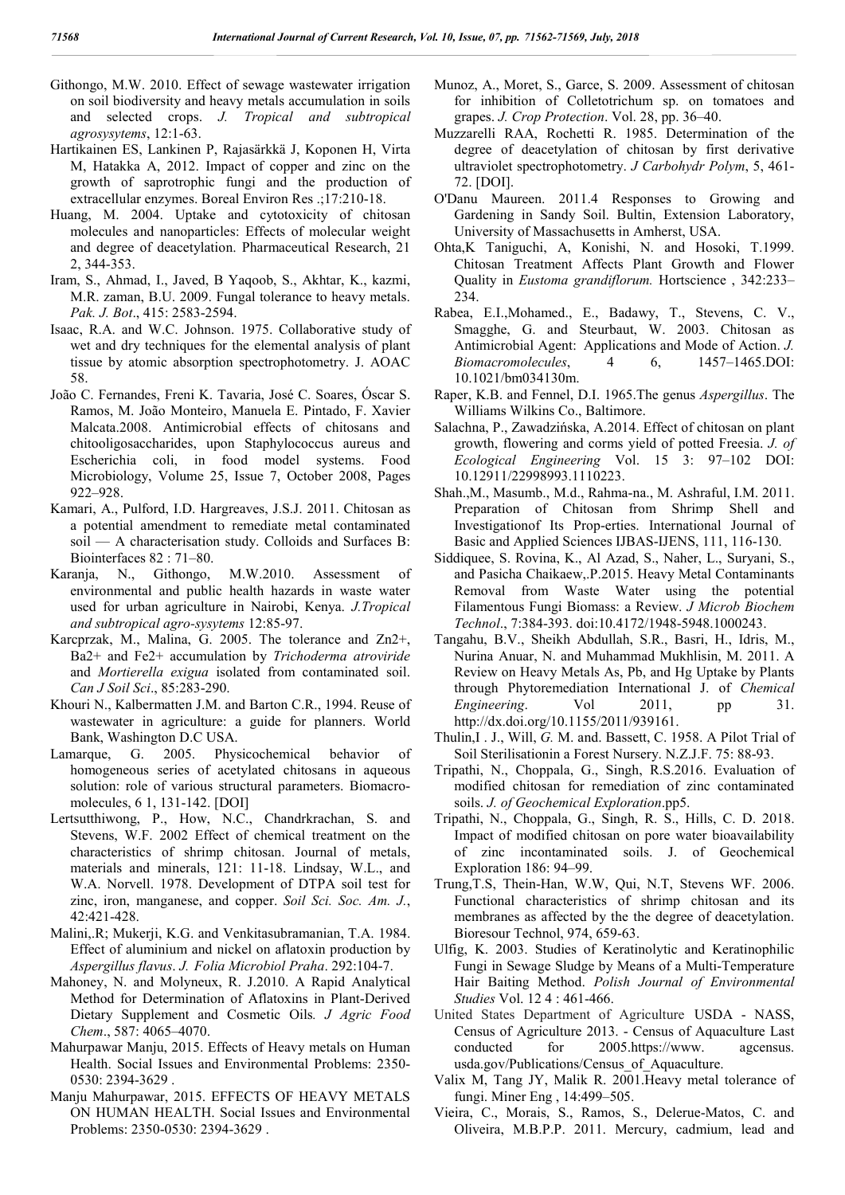Githongo, M.W. 2010. Effect of sewage wastewater irrigation on soil biodiversity and heavy metals accumulation in soils and selected crops. *J. Tropical and subtropical agrosysytems*, 12:1-63.

Hartikainen ES, Lankinen P, Rajasärkkä J, Koponen H, Virta M, Hatakka A, 2012. Impact of copper and zinc on the growth of saprotrophic fungi and the production of extracellular enzymes. Boreal Environ Res .;17:210-18.

Huang, M. 2004. Uptake and cytotoxicity of chitosan molecules and nanoparticles: Effects of molecular weight and degree of deacetylation. Pharmaceutical Research, 21 2, 344-353.

Iram, S., Ahmad, I., Javed, B Yaqoob, S., Akhtar, K., kazmi, M.R. zaman, B.U. 2009. Fungal tolerance to heavy metals. *Pak. J. Bot*., 415: 2583-2594.

Isaac, R.A. and W.C. Johnson. 1975. Collaborative study of wet and dry techniques for the elemental analysis of plant tissue by atomic absorption spectrophotometry. J. AOAC 58.

João C. Fernandes, Freni K. Tavaria, José C. Soares, Óscar S. Ramos, M. João Monteiro, Manuela E. Pintado, F. Xavier Malcata.2008. Antimicrobial effects of chitosans and chitooligosaccharides, upon Staphylococcus aureus and Escherichia coli, in food model systems. Food Microbiology, Volume 25, Issue 7, October 2008, Pages 922–928.

Kamari, A., Pulford, I.D. Hargreaves, J.S.J. 2011. Chitosan as a potential amendment to remediate metal contaminated soil — A characterisation study. Colloids and Surfaces B: Biointerfaces 82 : 71–80.

Karanja, N., Githongo, M.W.2010. Assessment of environmental and public health hazards in waste water used for urban agriculture in Nairobi, Kenya. *J.Tropical and subtropical agro-sysytems* 12:85-97.

Karcprzak, M., Malina, G. 2005. The tolerance and $Zn^{2+}$, $Ba^{2+}$ and $Fe^{2+}$ accumulation by *Trichoderma atroviride* and *Mortierella exigua* isolated from contaminated soil. *Can J Soil Sci*., 85:283-290.

Khouri N., Kalbermatten J.M. and Barton C.R., 1994. Reuse of wastewater in agriculture: a guide for planners. World Bank, Washington D.C USA.

Lamarque, G. 2005. Physicochemical behavior of homogeneous series of acetylated chitosans in aqueous solution: role of various structural parameters. Biomacro-molecules, 6 1, 131-142. [DOI]

Lertsutthiwong, P., How, N.C., Chandrkrachan, S. and Stevens, W.F. 2002 Effect of chemical treatment on the characteristics of shrimp chitosan. Journal of metals, materials and minerals, 121: 11-18. Lindsay, W.L., and W.A. Norvell. 1978. Development of DTPA soil test for zinc, iron, manganese, and copper. *Soil Sci. Soc. Am. J.*, 42:421-428.

Malini,.R; Mukerji, K.G. and Venkitasubramanian, T.A. 1984. Effect of aluminium and nickel on aflatoxin production by *Aspergillus flavus*. *J. Folia Microbiol Praha*. 292:104-7.

Mahoney, N. and Molyneux, R. J.2010. A Rapid Analytical Method for Determination of Aflatoxins in Plant-Derived Dietary Supplement and Cosmetic Oils*. J Agric Food Chem*., 587: 4065–4070.

Mahurpawar Manju, 2015. Effects of Heavy metals on Human Health. Social Issues and Environmental Problems: 2350-0530: 2394-3629 .

Manju Mahurpawar, 2015. EFFECTS OF HEAVY METALS ON HUMAN HEALTH. Social Issues and Environmental Problems: 2350-0530: 2394-3629 .

Munoz, A., Moret, S., Garce, S. 2009. Assessment of chitosan for inhibition of Colletotrichum sp. on tomatoes and grapes. *J. Crop Protection*. Vol. 28, pp. 36–40.

Muzzarelli RAA, Rochetti R. 1985. Determination of the degree of deacetylation of chitosan by first derivative ultraviolet spectrophotometry. *J Carbohydr Polym*, 5, 461-72. [DOI].

O'Danu Maureen. 2011.4 Responses to Growing and Gardening in Sandy Soil. Bultin, Extension Laboratory, University of Massachusetts in Amherst, USA.

Ohta,K Taniguchi, A, Konishi, N. and Hosoki, T.1999. Chitosan Treatment Affects Plant Growth and Flower Quality in *Eustoma grandiflorum.* Hortscience , 342:233–234.

Rabea, E.I.,Mohamed., E., Badawy, T., Stevens, C. V., Smagghe, G. and Steurbaut, W. 2003. Chitosan as Antimicrobial Agent: Applications and Mode of Action. *J. Biomacromolecules*, 4 6, 1457–1465.DOI: 10.1021/bm034130m.

Raper, K.B. and Fennel, D.I. 1965.The genus *Aspergillus*. The Williams Wilkins Co., Baltimore.

Salachna, P., Zawadzińska, A.2014. Effect of chitosan on plant growth, flowering and corms yield of potted Freesia. *J. of Ecological Engineering* Vol. 15 3: 97–102 DOI: 10.12911/22998993.1110223.

Shah.,M., Masumb., M.d., Rahma-na., M. Ashraful, I.M. 2011. Preparation of Chitosan from Shrimp Shell and Investigationof Its Prop-erties. International Journal of Basic and Applied Sciences IJBAS-IJENS, 111, 116-130.

Siddiquee, S. Rovina, K., Al Azad, S., Naher, L., Suryani, S., and Pasicha Chaikaew,.P.2015. Heavy Metal Contaminants Removal from Waste Water using the potential Filamentous Fungi Biomass: a Review. *J Microb Biochem Technol*., 7:384-393. doi:10.4172/1948-5948.1000243.

Tangahu, B.V., Sheikh Abdullah, S.R., Basri, H., Idris, M., Nurina Anuar, N. and Muhammad Mukhlisin, M. 2011. A Review on Heavy Metals As, Pb, and Hg Uptake by Plants through Phytoremediation International J. of *Chemical Engineering*. Vol 2011, pp 31. http://dx.doi.org/10.1155/2011/939161.

Thulin,I . J., Will, *G.* M. and. Bassett, C. 1958. A Pilot Trial of Soil Sterilisationin a Forest Nursery. N.Z.J.F. 75: 88-93.

Tripathi, N., Choppala, G., Singh, R.S.2016. Evaluation of modified chitosan for remediation of zinc contaminated soils. *J. of Geochemical Exploration*.pp5.

Tripathi, N., Choppala, G., Singh, R. S., Hills, C. D. 2018. Impact of modified chitosan on pore water bioavailability of zinc incontaminated soils. J. of Geochemical Exploration 186: 94–99.

Trung,T.S, Thein-Han, W.W, Qui, N.T, Stevens WF. 2006. Functional characteristics of shrimp chitosan and its membranes as affected by the the degree of deacetylation. Bioresour Technol, 974, 659-63.

Ulfig, K. 2003. Studies of Keratinolytic and Keratinophilic Fungi in Sewage Sludge by Means of a Multi-Temperature Hair Baiting Method. *Polish Journal of Environmental Studies* Vol. 12 4 : 461-466.

United States Department of Agriculture USDA - NASS, Census of Agriculture 2013. - Census of Aquaculture Last conducted for 2005.https://www. agcensus. usda.gov/Publications/Census_of_Aquaculture.

Valix M, Tang JY, Malik R. 2001.Heavy metal tolerance of fungi. Miner Eng , 14:499–505.

Vieira, C., Morais, S., Ramos, S., Delerue-Matos, C. and Oliveira, M.B.P.P. 2011. Mercury, cadmium, lead and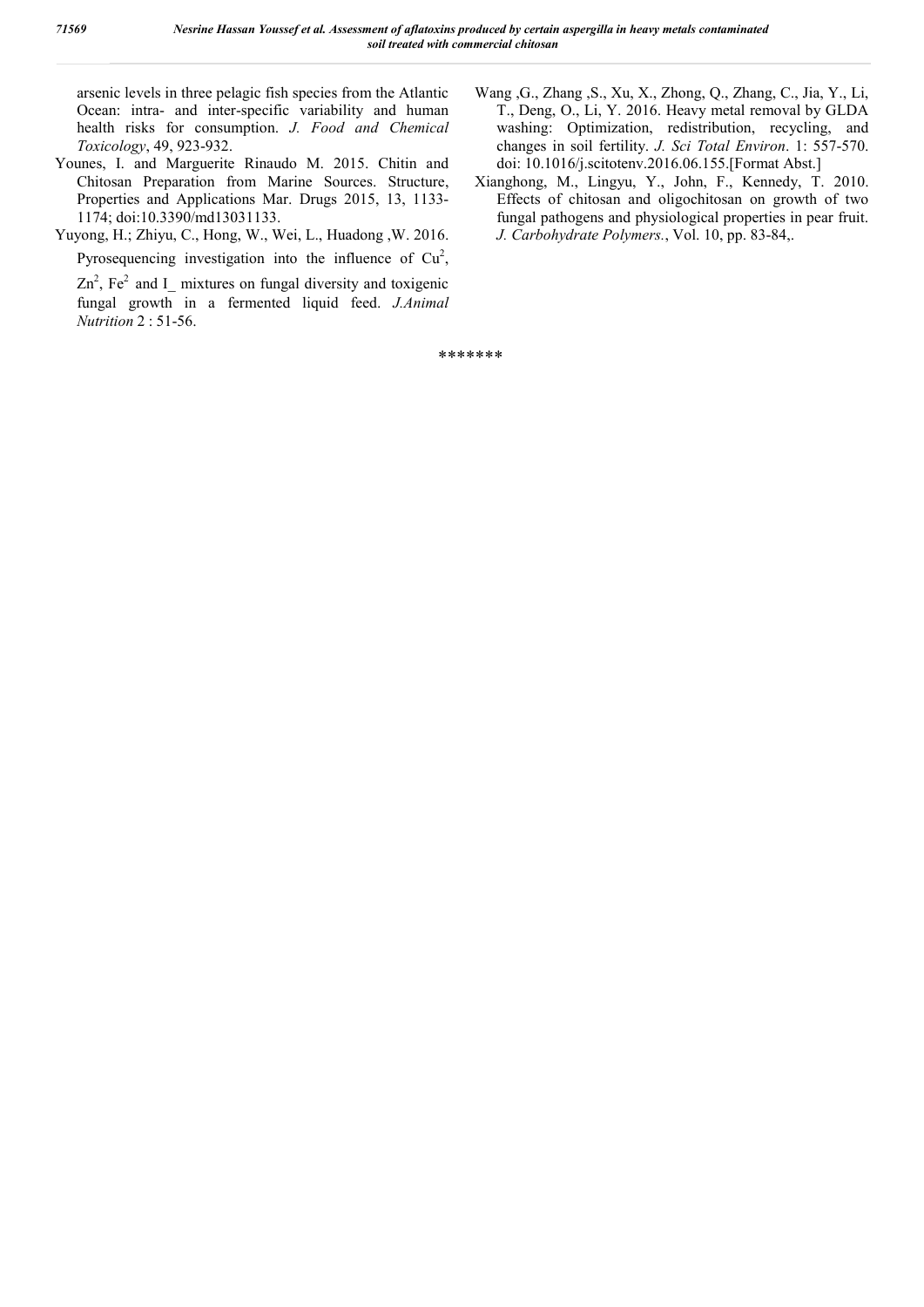arsenic levels in three pelagic fish species from the Atlantic Ocean: intra- and inter-specific variability and human health risks for consumption. *J. Food and Chemical Toxicology*, 49, 923-932.

Younes, I. and Marguerite Rinaudo M. 2015. Chitin and Chitosan Preparation from Marine Sources. Structure, Properties and Applications Mar. Drugs 2015, 13, 1133-1174; doi:10.3390/md13031133.

Yuyong, H.; Zhiyu, C., Hong, W., Wei, L., Huadong ,W. 2016. Pyrosequencing investigation into the influence of $Cu^2$, $Zn^2$, $Fe^2$ and I_ mixtures on fungal diversity and toxigenic fungal growth in a fermented liquid feed. *J.Animal Nutrition* 2 : 51-56.

Wang ,G., Zhang ,S., Xu, X., Zhong, Q., Zhang, C., Jia, Y., Li, T., Deng, O., Li, Y. 2016. Heavy metal removal by GLDA washing: Optimization, redistribution, recycling, and changes in soil fertility. *J. Sci Total Environ*. 1: 557-570. doi: 10.1016/j.scitotenv.2016.06.155.[Format Abst.]

Xianghong, M., Lingyu, Y., John, F., Kennedy, T. 2010. Effects of chitosan and oligochitosan on growth of two fungal pathogens and physiological properties in pear fruit. *J. Carbohydrate Polymers.*, Vol. 10, pp. 83-84,.

*******